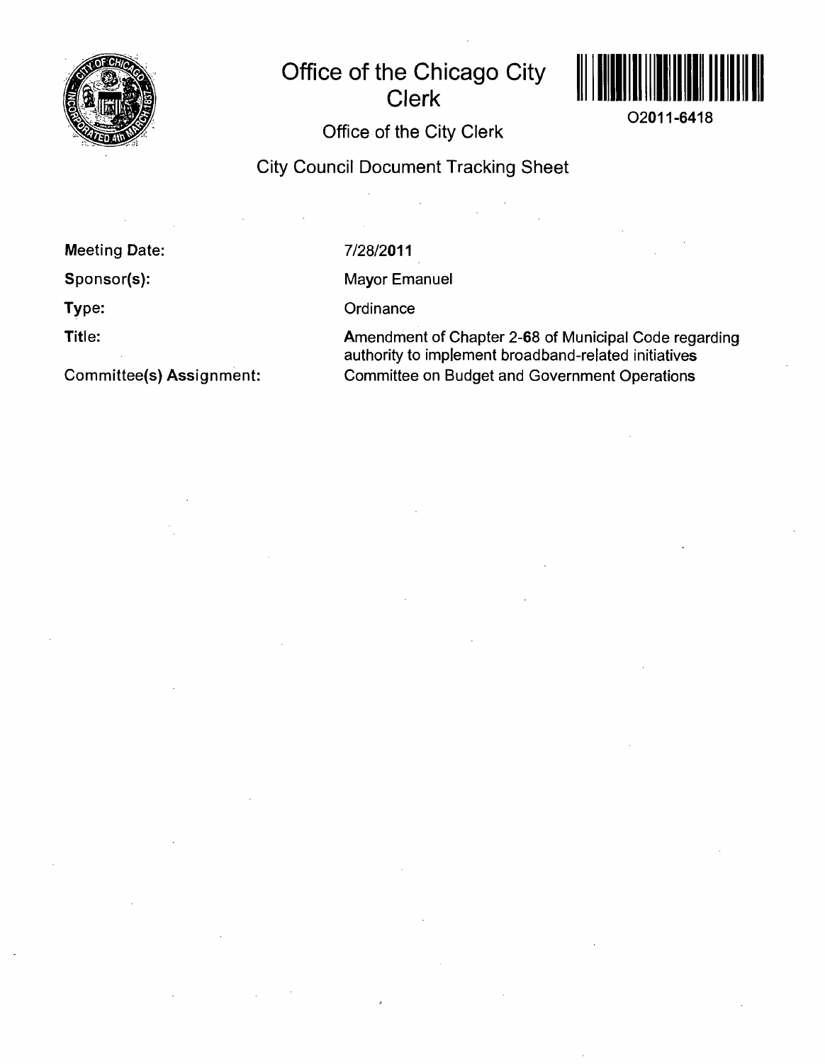# Office of the Chicago City Clerk

O2011-6418

## Office of the City Clerk

## City Council Document Tracking Sheet

| | |
|---|---|
| **Meeting Date:** | 7/28/2011 |
| **Sponsor(s):** | Mayor Emanuel |
| **Type:** | Ordinance |
| **Title:** | Amendment of Chapter 2-68 of Municipal Code regarding authority to implement broadband-related initiatives |
| **Committee(s) Assignment:** | Committee on Budget and Government Operations |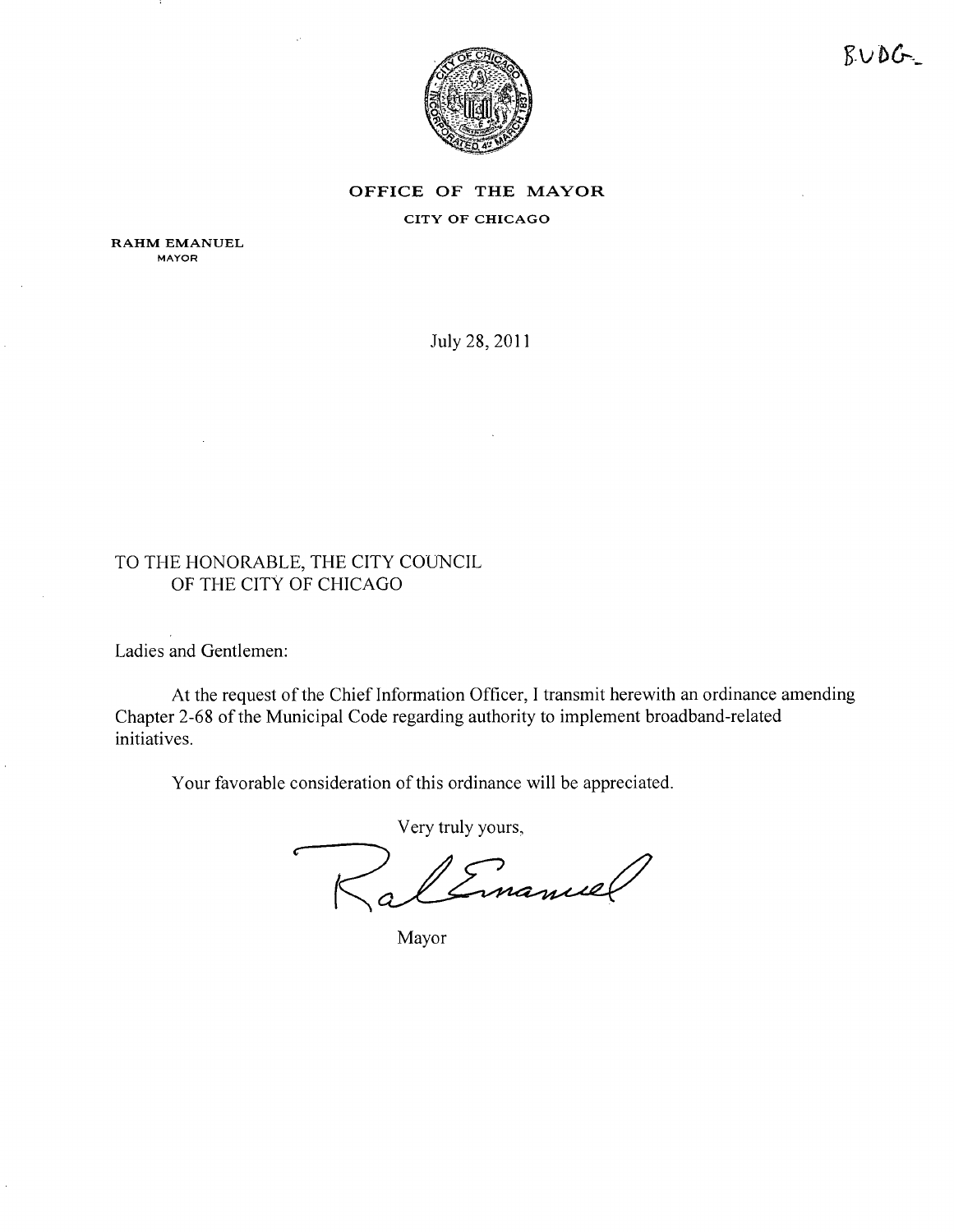BUDG

**OFFICE OF THE MAYOR**

**CITY OF CHICAGO**

**RAHM EMANUEL**
MAYOR

July 28, 2011

TO THE HONORABLE, THE CITY COUNCIL
OF THE CITY OF CHICAGO

Ladies and Gentlemen:

At the request of the Chief Information Officer, I transmit herewith an ordinance amending Chapter 2-68 of the Municipal Code regarding authority to implement broadband-related initiatives.

Your favorable consideration of this ordinance will be appreciated.

Very truly yours,

Rahm Emanuel

Mayor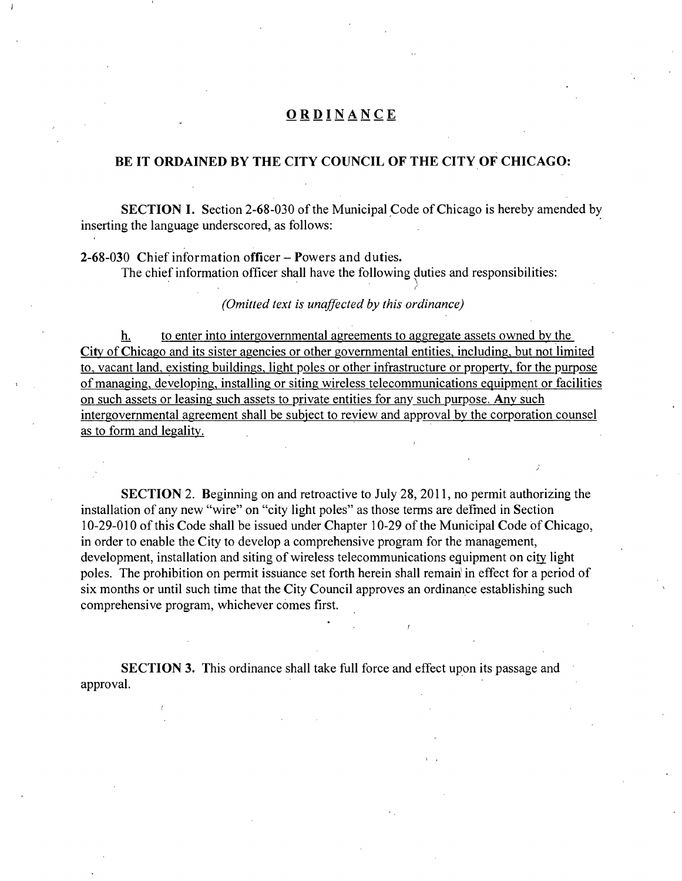# ORDINANCE

**BE IT ORDAINED BY THE CITY COUNCIL OF THE CITY OF CHICAGO:**

**SECTION I.** Section 2-68-030 of the Municipal Code of Chicago is hereby amended by inserting the language underscored, as follows:

**2-68-030** Chief information officer – Powers and duties.

The chief information officer shall have the following duties and responsibilities:

*(Omitted text is unaffected by this ordinance)*

<u>h. to enter into intergovernmental agreements to aggregate assets owned by the City of Chicago and its sister agencies or other governmental entities, including, but not limited to, vacant land, existing buildings, light poles or other infrastructure or property, for the purpose of managing, developing, installing or siting wireless telecommunications equipment or facilities on such assets or leasing such assets to private entities for any such purpose. Any such intergovernmental agreement shall be subject to review and approval by the corporation counsel as to form and legality.</u>

**SECTION 2.** Beginning on and retroactive to July 28, 2011, no permit authorizing the installation of any new "wire" on "city light poles" as those terms are defined in Section 10-29-010 of this Code shall be issued under Chapter 10-29 of the Municipal Code of Chicago, in order to enable the City to develop a comprehensive program for the management, development, installation and siting of wireless telecommunications equipment on city light poles. The prohibition on permit issuance set forth herein shall remain in effect for a period of six months or until such time that the City Council approves an ordinance establishing such comprehensive program, whichever comes first.

**SECTION 3.** This ordinance shall take full force and effect upon its passage and approval.